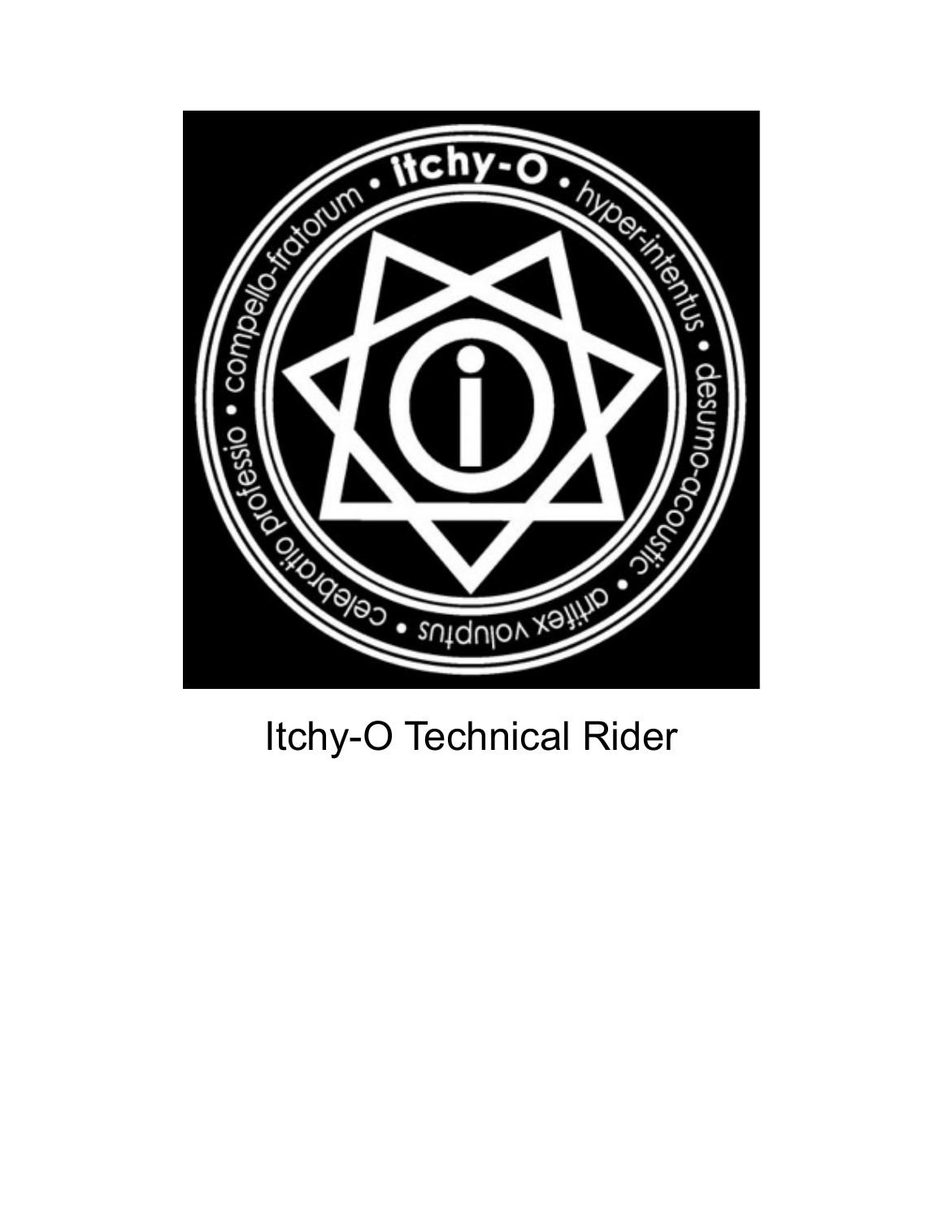# Itchy-O Technical Rider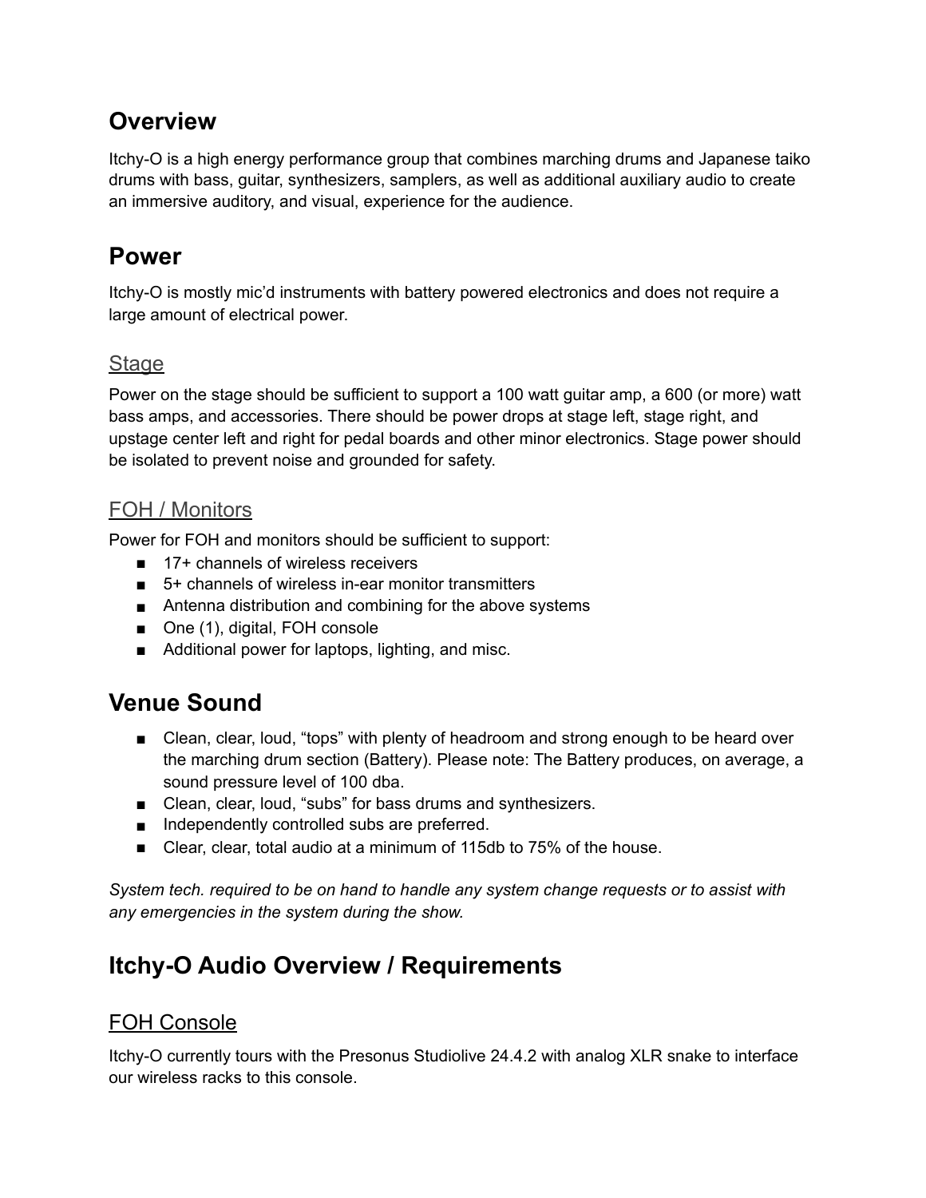## Overview

Itchy-O is a high energy performance group that combines marching drums and Japanese taiko drums with bass, guitar, synthesizers, samplers, as well as additional auxiliary audio to create an immersive auditory, and visual, experience for the audience.

## Power

Itchy-O is mostly mic'd instruments with battery powered electronics and does not require a large amount of electrical power.

### Stage

Power on the stage should be sufficient to support a 100 watt guitar amp, a 600 (or more) watt bass amps, and accessories. There should be power drops at stage left, stage right, and upstage center left and right for pedal boards and other minor electronics. Stage power should be isolated to prevent noise and grounded for safety.

### FOH / Monitors

Power for FOH and monitors should be sufficient to support:

- 17+ channels of wireless receivers
- 5+ channels of wireless in-ear monitor transmitters
- Antenna distribution and combining for the above systems
- One (1), digital, FOH console
- Additional power for laptops, lighting, and misc.

## Venue Sound

- Clean, clear, loud, "tops" with plenty of headroom and strong enough to be heard over the marching drum section (Battery). Please note: The Battery produces, on average, a sound pressure level of 100 dba.
- Clean, clear, loud, "subs" for bass drums and synthesizers.
- Independently controlled subs are preferred.
- Clear, clear, total audio at a minimum of 115db to 75% of the house.

*System tech. required to be on hand to handle any system change requests or to assist with any emergencies in the system during the show.*

## Itchy-O Audio Overview / Requirements

### FOH Console

Itchy-O currently tours with the Presonus Studiolive 24.4.2 with analog XLR snake to interface our wireless racks to this console.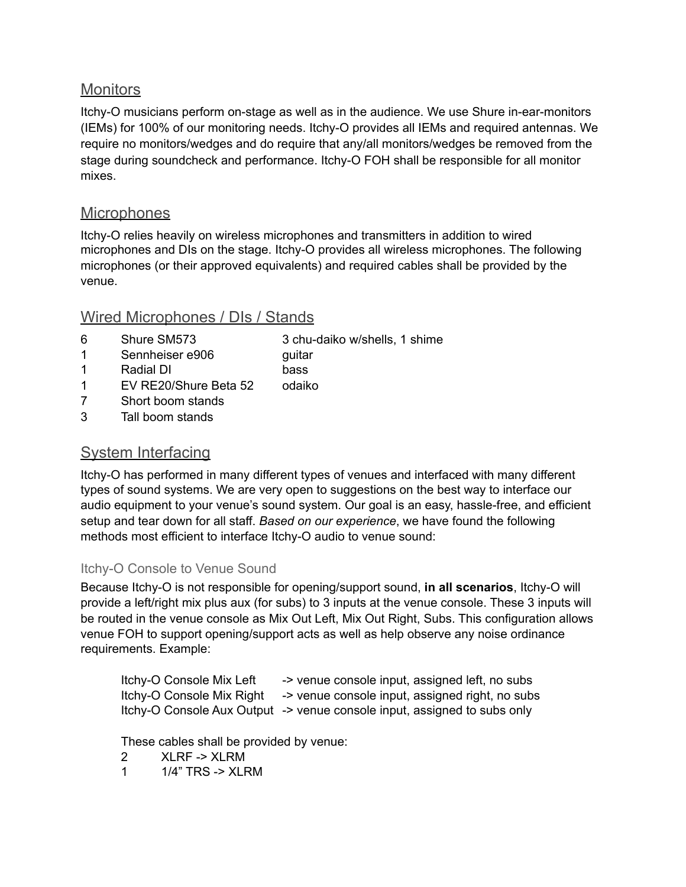## Monitors

Itchy-O musicians perform on-stage as well as in the audience. We use Shure in-ear-monitors (IEMs) for 100% of our monitoring needs. Itchy-O provides all IEMs and required antennas. We require no monitors/wedges and do require that any/all monitors/wedges be removed from the stage during soundcheck and performance. Itchy-O FOH shall be responsible for all monitor mixes.

## Microphones

Itchy-O relies heavily on wireless microphones and transmitters in addition to wired microphones and DIs on the stage. Itchy-O provides all wireless microphones. The following microphones (or their approved equivalents) and required cables shall be provided by the venue.

## Wired Microphones / DIs / Stands

| | | |
|---|---|---|
| 6 | Shure SM573 | 3 chu-daiko w/shells, 1 shime |
| 1 | Sennheiser e906 | guitar |
| 1 | Radial DI | bass |
| 1 | EV RE20/Shure Beta 52 | odaiko |
| 7 | Short boom stands | |
| 3 | Tall boom stands | |

## System Interfacing

Itchy-O has performed in many different types of venues and interfaced with many different types of sound systems. We are very open to suggestions on the best way to interface our audio equipment to your venue's sound system. Our goal is an easy, hassle-free, and efficient setup and tear down for all staff. *Based on our experience*, we have found the following methods most efficient to interface Itchy-O audio to venue sound:

### Itchy-O Console to Venue Sound

Because Itchy-O is not responsible for opening/support sound, **in all scenarios**, Itchy-O will provide a left/right mix plus aux (for subs) to 3 inputs at the venue console. These 3 inputs will be routed in the venue console as Mix Out Left, Mix Out Right, Subs. This configuration allows venue FOH to support opening/support acts as well as help observe any noise ordinance requirements. Example:

| | |
|---|---|
| Itchy-O Console Mix Left | -> venue console input, assigned left, no subs |
| Itchy-O Console Mix Right | -> venue console input, assigned right, no subs |
| Itchy-O Console Aux Output | -> venue console input, assigned to subs only |

These cables shall be provided by venue:

| | |
|---|---|
| 2 | XLRF -> XLRM |
| 1 | 1/4" TRS -> XLRM |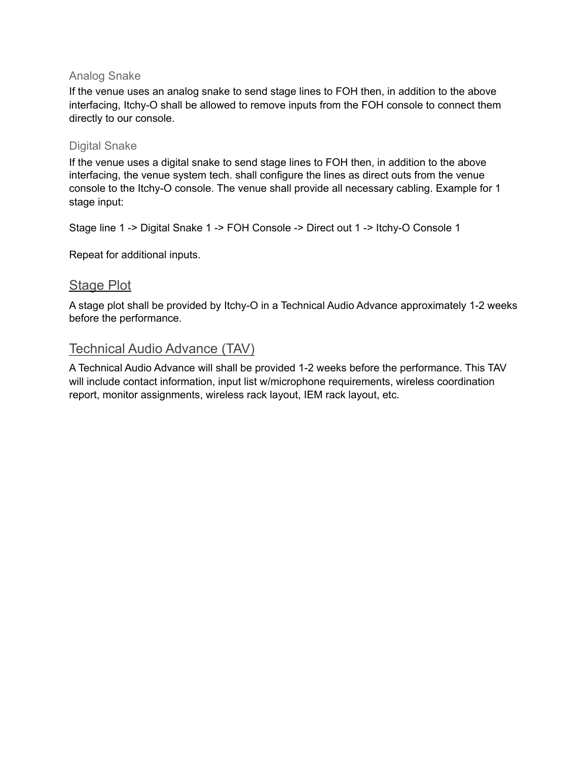### Analog Snake

If the venue uses an analog snake to send stage lines to FOH then, in addition to the above interfacing, Itchy-O shall be allowed to remove inputs from the FOH console to connect them directly to our console.

### Digital Snake

If the venue uses a digital snake to send stage lines to FOH then, in addition to the above interfacing, the venue system tech. shall configure the lines as direct outs from the venue console to the Itchy-O console. The venue shall provide all necessary cabling. Example for 1 stage input:

Stage line 1 -> Digital Snake 1 -> FOH Console -> Direct out 1 -> Itchy-O Console 1

Repeat for additional inputs.

## Stage Plot

A stage plot shall be provided by Itchy-O in a Technical Audio Advance approximately 1-2 weeks before the performance.

## Technical Audio Advance (TAV)

A Technical Audio Advance will shall be provided 1-2 weeks before the performance. This TAV will include contact information, input list w/microphone requirements, wireless coordination report, monitor assignments, wireless rack layout, IEM rack layout, etc.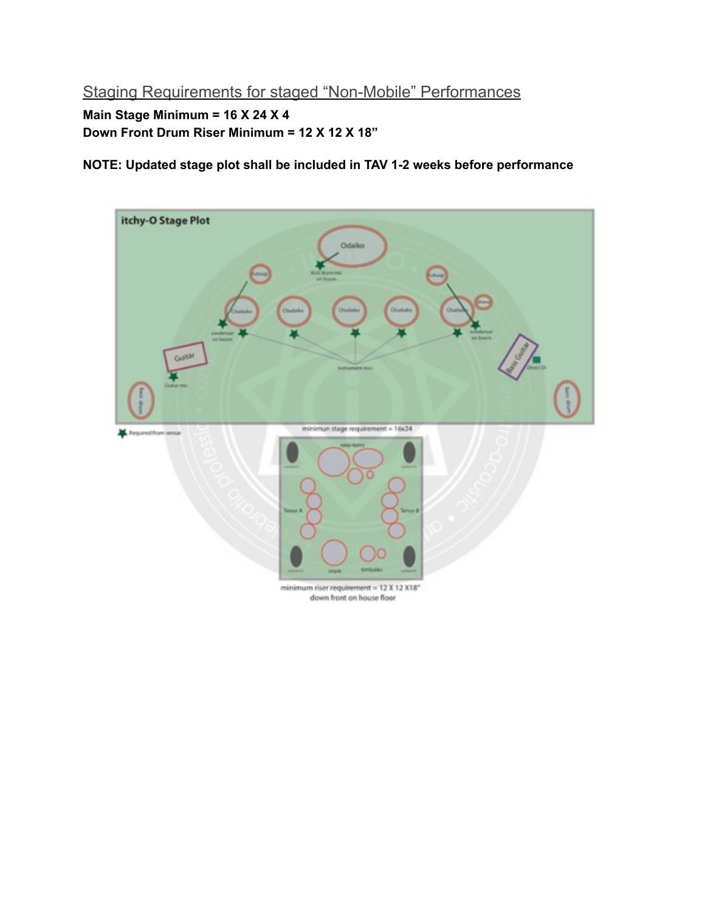## Staging Requirements for staged "Non-Mobile" Performances

**Main Stage Minimum = 16 X 24 X 4**
**Down Front Drum Riser Minimum = 12 X 12 X 18"**

**NOTE: Updated stage plot shall be included in TAV 1-2 weeks before performance**

itchy-O Stage Plot

Odaiko

Kick drum mic on boom

Katsugi

Katsugi

Chudaiko

Chudaiko

Chudaiko

Chudaiko

Chudaiko

Shime

condenser on boom

condenser on boom

Instrument mics

Guitar

Guitar mic

Bass Guitar

Direct DI

bass drum

bass drum

Required from venue

minimun stage requirement = 16x24

roto-toms

Tenor A

Tenor B

snare

timbales

minimum riser requirement = 12 X 12 X18"
down front on house floor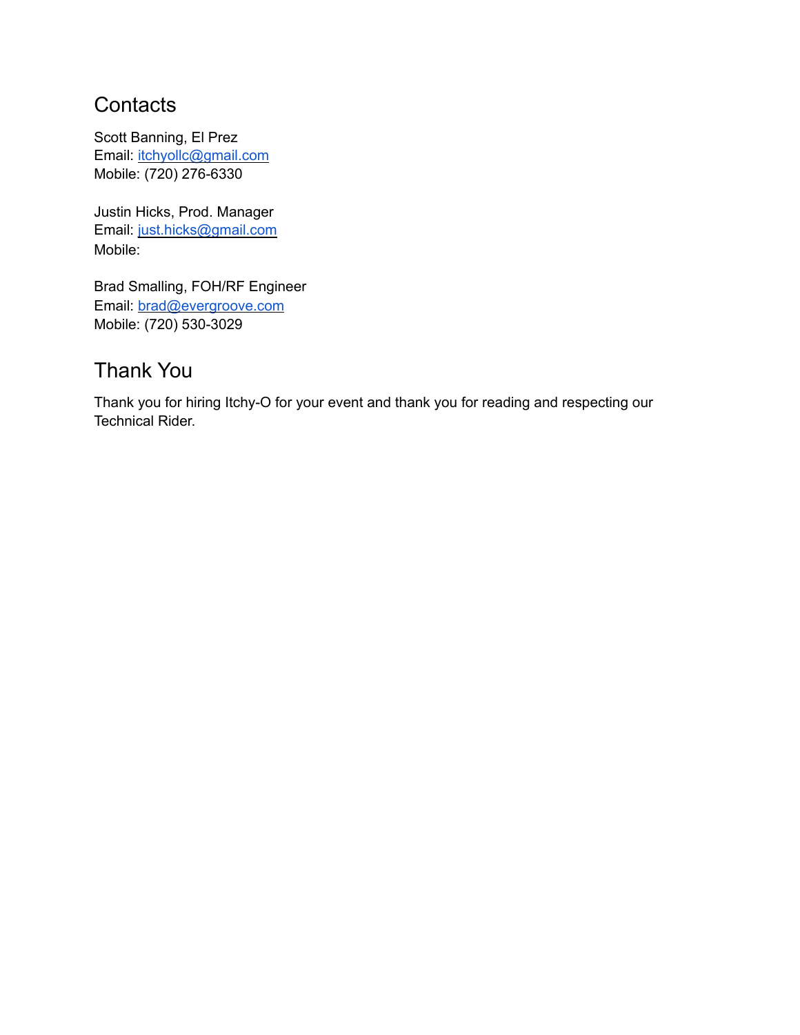## Contacts

Scott Banning, El Prez
Email: itchyollc@gmail.com
Mobile: (720) 276-6330

Justin Hicks, Prod. Manager
Email: just.hicks@gmail.com
Mobile:

Brad Smalling, FOH/RF Engineer
Email: brad@evergroove.com
Mobile: (720) 530-3029

## Thank You

Thank you for hiring Itchy-O for your event and thank you for reading and respecting our Technical Rider.